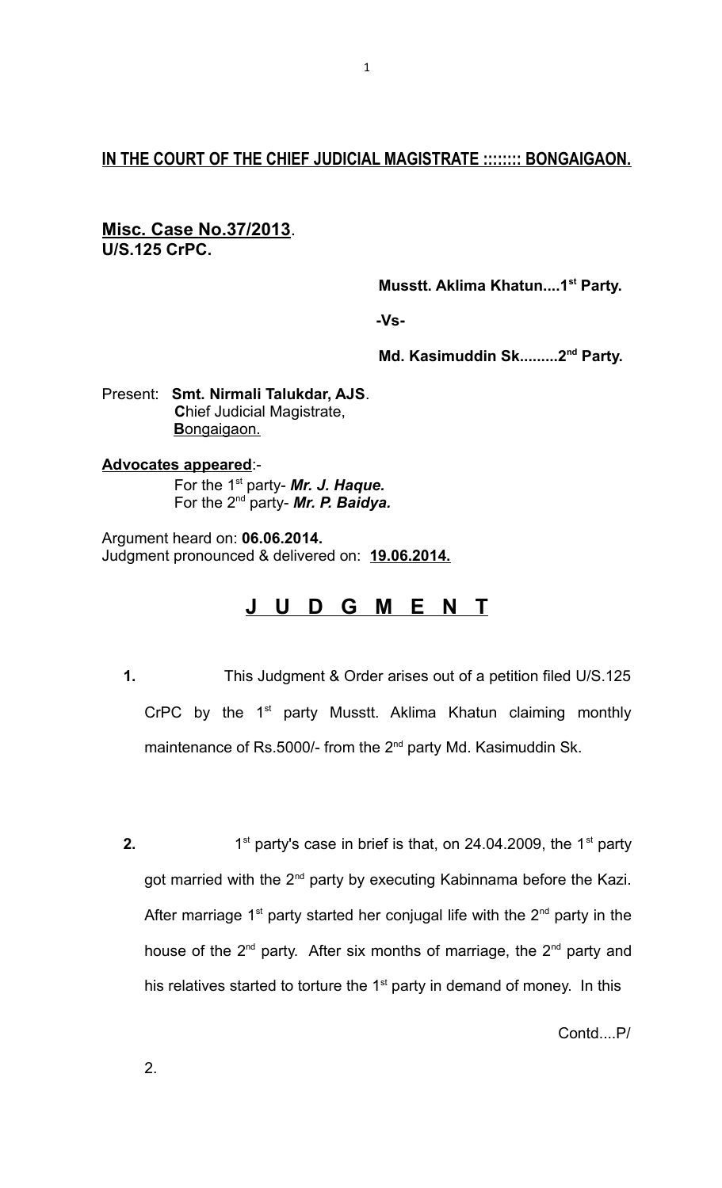## IN THE COURT OF THE CHIEF JUDICIAL MAGISTRATE ::::::: BONGAIGAON.

**Misc. Case No.37/2013.**
**U/S.125 CrPC.**

**Musstt. Aklima Khatun....1st Party.**

**-Vs-**

**Md. Kasimuddin Sk.........2nd Party.**

Present: **Smt. Nirmali Talukdar, AJS**.
Chief Judicial Magistrate,
Bongaigaon.

**Advocates appeared**:-
For the 1st party- ***Mr. J. Haque.***
For the 2nd party- ***Mr. P. Baidya.***

Argument heard on: **06.06.2014.**
Judgment pronounced & delivered on: **19.06.2014.**

# J U D G M E N T

**1.** This Judgment & Order arises out of a petition filed U/S.125 CrPC by the 1st party Musstt. Aklima Khatun claiming monthly maintenance of Rs.5000/- from the 2nd party Md. Kasimuddin Sk.

**2.** 1st party's case in brief is that, on 24.04.2009, the 1st party got married with the 2nd party by executing Kabinnama before the Kazi. After marriage 1st party started her conjugal life with the 2nd party in the house of the 2nd party. After six months of marriage, the 2nd party and his relatives started to torture the 1st party in demand of money. In this

Contd....P/

2.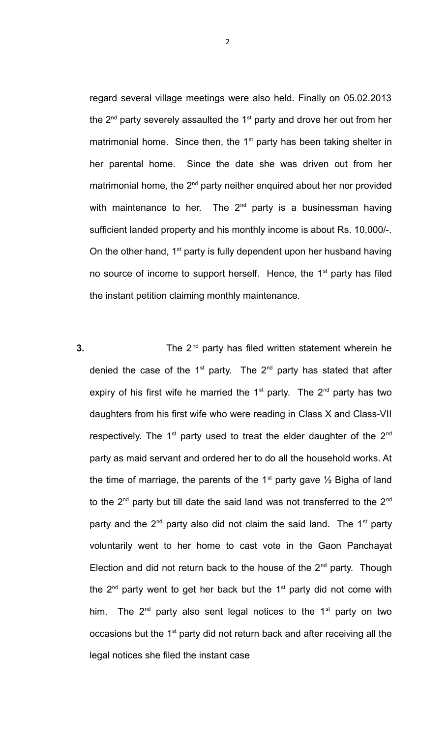regard several village meetings were also held. Finally on 05.02.2013 the 2nd party severely assaulted the 1st party and drove her out from her matrimonial home. Since then, the 1st party has been taking shelter in her parental home. Since the date she was driven out from her matrimonial home, the 2nd party neither enquired about her nor provided with maintenance to her. The 2nd party is a businessman having sufficient landed property and his monthly income is about Rs. 10,000/-. On the other hand, 1st party is fully dependent upon her husband having no source of income to support herself. Hence, the 1st party has filed the instant petition claiming monthly maintenance.

**3.** The 2nd party has filed written statement wherein he denied the case of the 1st party. The 2nd party has stated that after expiry of his first wife he married the 1st party. The 2nd party has two daughters from his first wife who were reading in Class X and Class-VII respectively. The 1st party used to treat the elder daughter of the 2nd party as maid servant and ordered her to do all the household works. At the time of marriage, the parents of the 1st party gave ½ Bigha of land to the 2nd party but till date the said land was not transferred to the 2nd party and the 2nd party also did not claim the said land. The 1st party voluntarily went to her home to cast vote in the Gaon Panchayat Election and did not return back to the house of the 2nd party. Though the 2nd party went to get her back but the 1st party did not come with him. The 2nd party also sent legal notices to the 1st party on two occasions but the 1st party did not return back and after receiving all the legal notices she filed the instant case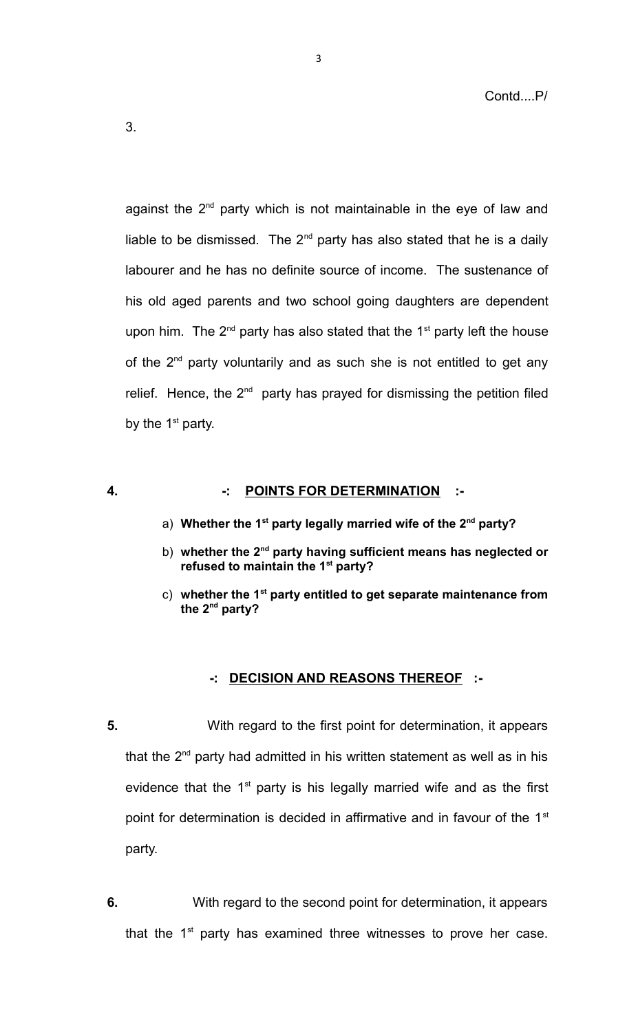Contd....P/

3.

against the 2nd party which is not maintainable in the eye of law and liable to be dismissed. The 2nd party has also stated that he is a daily labourer and he has no definite source of income. The sustenance of his old aged parents and two school going daughters are dependent upon him. The 2nd party has also stated that the 1st party left the house of the 2nd party voluntarily and as such she is not entitled to get any relief. Hence, the 2nd party has prayed for dismissing the petition filed by the 1st party.

**4.** **-: POINTS FOR DETERMINATION :-**

a) **Whether the 1st party legally married wife of the 2nd party?**

b) **whether the 2nd party having sufficient means has neglected or refused to maintain the 1st party?**

c) **whether the 1st party entitled to get separate maintenance from the 2nd party?**

**-: DECISION AND REASONS THEREOF :-**

**5.** With regard to the first point for determination, it appears that the 2nd party had admitted in his written statement as well as in his evidence that the 1st party is his legally married wife and as the first point for determination is decided in affirmative and in favour of the 1st party.

**6.** With regard to the second point for determination, it appears that the 1st party has examined three witnesses to prove her case.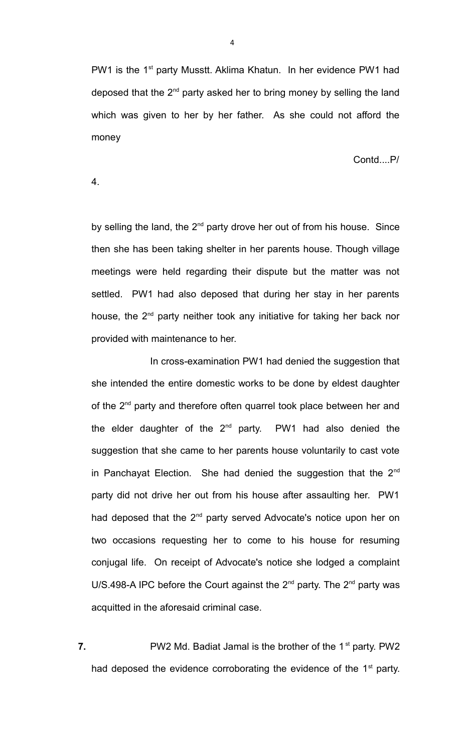PW1 is the 1st party Musstt. Aklima Khatun. In her evidence PW1 had deposed that the 2nd party asked her to bring money by selling the land which was given to her by her father. As she could not afford the money

Contd....P/

4.

by selling the land, the 2nd party drove her out of from his house. Since then she has been taking shelter in her parents house. Though village meetings were held regarding their dispute but the matter was not settled. PW1 had also deposed that during her stay in her parents house, the 2nd party neither took any initiative for taking her back nor provided with maintenance to her.

In cross-examination PW1 had denied the suggestion that she intended the entire domestic works to be done by eldest daughter of the 2nd party and therefore often quarrel took place between her and the elder daughter of the 2nd party. PW1 had also denied the suggestion that she came to her parents house voluntarily to cast vote in Panchayat Election. She had denied the suggestion that the 2nd party did not drive her out from his house after assaulting her. PW1 had deposed that the 2nd party served Advocate's notice upon her on two occasions requesting her to come to his house for resuming conjugal life. On receipt of Advocate's notice she lodged a complaint U/S.498-A IPC before the Court against the 2nd party. The 2nd party was acquitted in the aforesaid criminal case.

**7.** PW2 Md. Badiat Jamal is the brother of the 1st party. PW2 had deposed the evidence corroborating the evidence of the 1st party.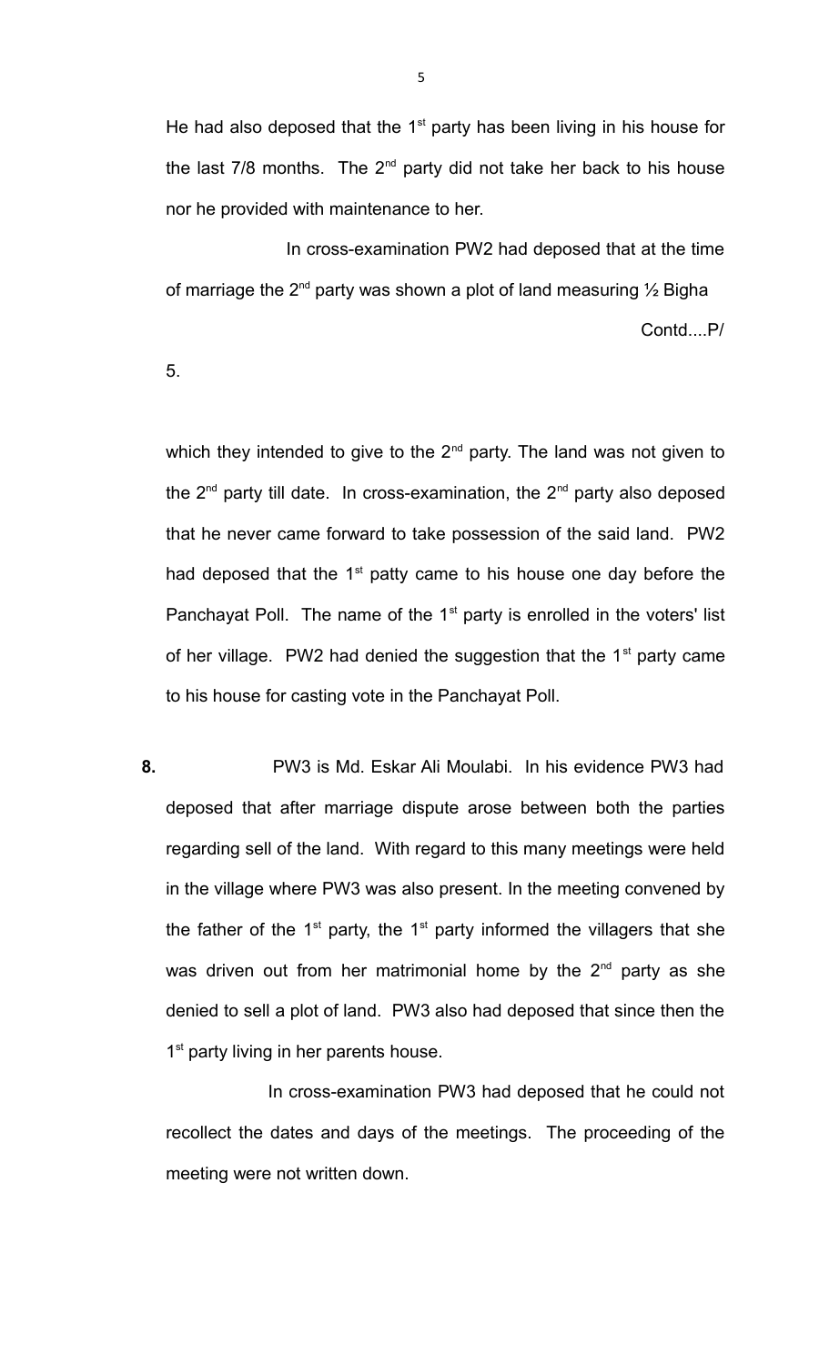He had also deposed that the 1st party has been living in his house for the last 7/8 months. The 2nd party did not take her back to his house nor he provided with maintenance to her.

In cross-examination PW2 had deposed that at the time of marriage the 2nd party was shown a plot of land measuring ½ Bigha

Contd....P/

5.

which they intended to give to the 2nd party. The land was not given to the 2nd party till date. In cross-examination, the 2nd party also deposed that he never came forward to take possession of the said land. PW2 had deposed that the 1st patty came to his house one day before the Panchayat Poll. The name of the 1st party is enrolled in the voters' list of her village. PW2 had denied the suggestion that the 1st party came to his house for casting vote in the Panchayat Poll.

**8.** PW3 is Md. Eskar Ali Moulabi. In his evidence PW3 had deposed that after marriage dispute arose between both the parties regarding sell of the land. With regard to this many meetings were held in the village where PW3 was also present. In the meeting convened by the father of the 1st party, the 1st party informed the villagers that she was driven out from her matrimonial home by the 2nd party as she denied to sell a plot of land. PW3 also had deposed that since then the 1st party living in her parents house.

In cross-examination PW3 had deposed that he could not recollect the dates and days of the meetings. The proceeding of the meeting were not written down.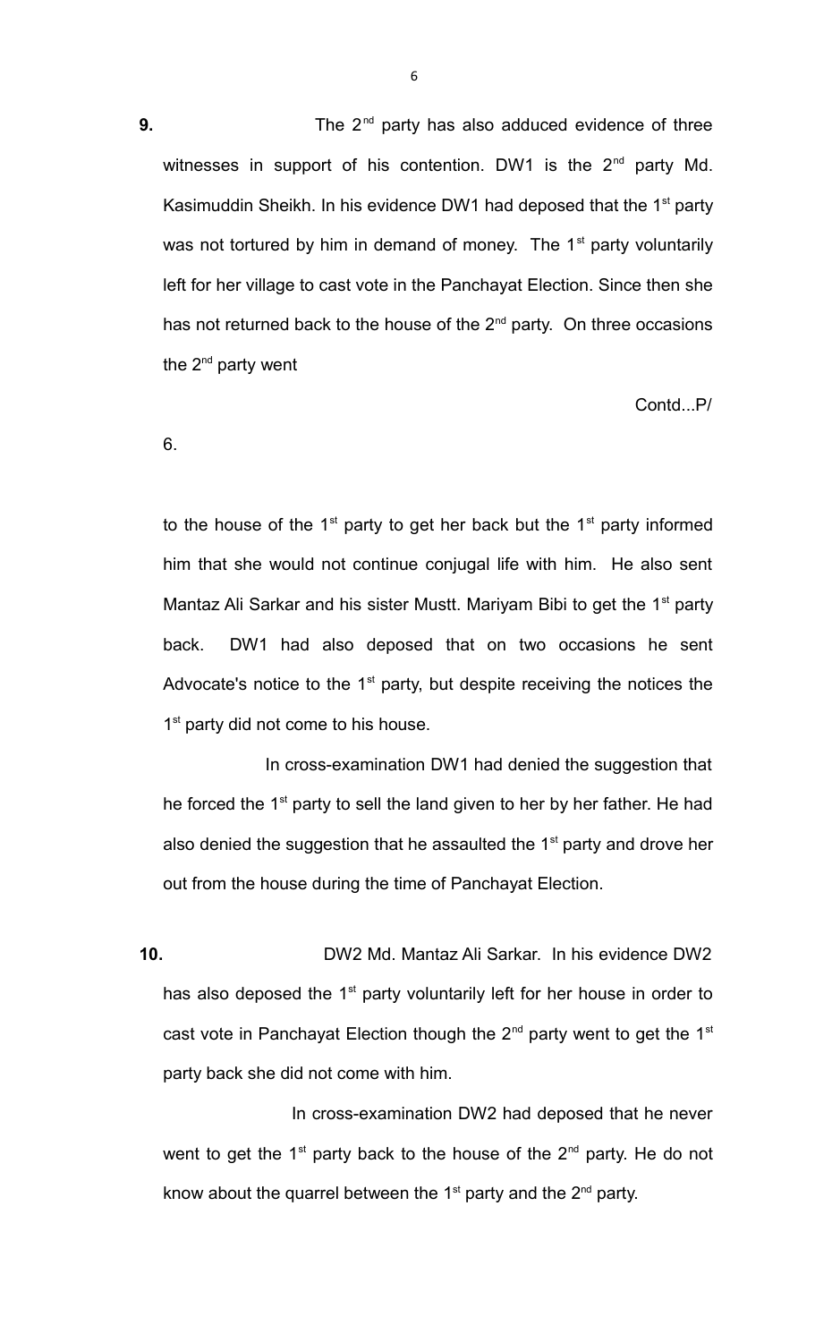**9.** The 2nd party has also adduced evidence of three witnesses in support of his contention. DW1 is the 2nd party Md. Kasimuddin Sheikh. In his evidence DW1 had deposed that the 1st party was not tortured by him in demand of money. The 1st party voluntarily left for her village to cast vote in the Panchayat Election. Since then she has not returned back to the house of the 2nd party. On three occasions the 2nd party went

Contd...P/

6.

to the house of the 1st party to get her back but the 1st party informed him that she would not continue conjugal life with him. He also sent Mantaz Ali Sarkar and his sister Mustt. Mariyam Bibi to get the 1st party back. DW1 had also deposed that on two occasions he sent Advocate's notice to the 1st party, but despite receiving the notices the 1st party did not come to his house.

In cross-examination DW1 had denied the suggestion that he forced the 1st party to sell the land given to her by her father. He had also denied the suggestion that he assaulted the 1st party and drove her out from the house during the time of Panchayat Election.

**10.** DW2 Md. Mantaz Ali Sarkar. In his evidence DW2 has also deposed the 1st party voluntarily left for her house in order to cast vote in Panchayat Election though the 2nd party went to get the 1st party back she did not come with him.

In cross-examination DW2 had deposed that he never went to get the 1st party back to the house of the 2nd party. He do not know about the quarrel between the 1st party and the 2nd party.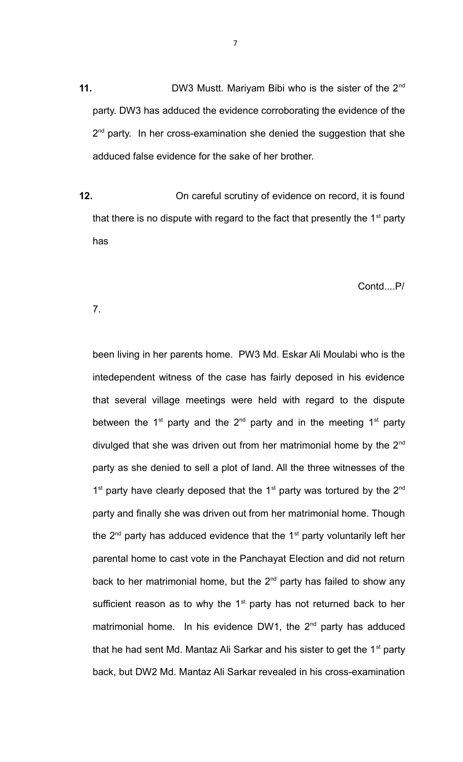**11.** DW3 Mustt. Mariyam Bibi who is the sister of the 2nd party. DW3 has adduced the evidence corroborating the evidence of the 2nd party. In her cross-examination she denied the suggestion that she adduced false evidence for the sake of her brother.

**12.** On careful scrutiny of evidence on record, it is found that there is no dispute with regard to the fact that presently the 1st party has

Contd....P/

7.

been living in her parents home. PW3 Md. Eskar Ali Moulabi who is the intedependent witness of the case has fairly deposed in his evidence that several village meetings were held with regard to the dispute between the 1st party and the 2nd party and in the meeting 1st party divulged that she was driven out from her matrimonial home by the 2nd party as she denied to sell a plot of land. All the three witnesses of the 1st party have clearly deposed that the 1st party was tortured by the 2nd party and finally she was driven out from her matrimonial home. Though the 2nd party has adduced evidence that the 1st party voluntarily left her parental home to cast vote in the Panchayat Election and did not return back to her matrimonial home, but the 2nd party has failed to show any sufficient reason as to why the 1st party has not returned back to her matrimonial home. In his evidence DW1, the 2nd party has adduced that he had sent Md. Mantaz Ali Sarkar and his sister to get the 1st party back, but DW2 Md. Mantaz Ali Sarkar revealed in his cross-examination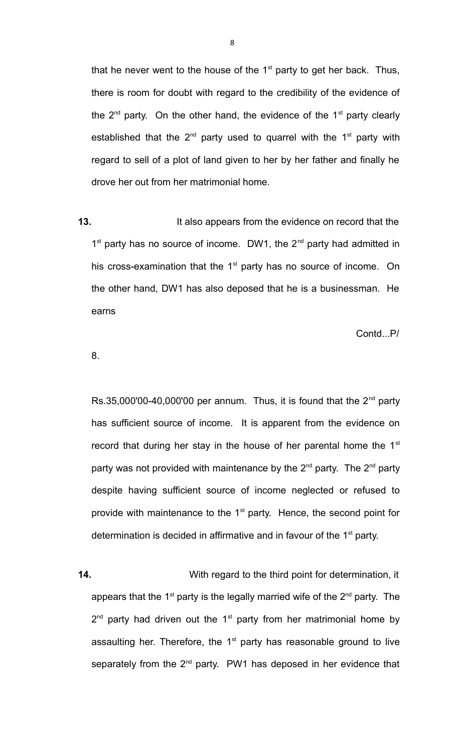that he never went to the house of the 1st party to get her back. Thus, there is room for doubt with regard to the credibility of the evidence of the 2nd party. On the other hand, the evidence of the 1st party clearly established that the 2nd party used to quarrel with the 1st party with regard to sell of a plot of land given to her by her father and finally he drove her out from her matrimonial home.

**13.** It also appears from the evidence on record that the 1st party has no source of income. DW1, the 2nd party had admitted in his cross-examination that the 1st party has no source of income. On the other hand, DW1 has also deposed that he is a businessman. He earns

Contd...P/

8.

Rs.35,000'00-40,000'00 per annum. Thus, it is found that the 2nd party has sufficient source of income. It is apparent from the evidence on record that during her stay in the house of her parental home the 1st party was not provided with maintenance by the 2nd party. The 2nd party despite having sufficient source of income neglected or refused to provide with maintenance to the 1st party. Hence, the second point for determination is decided in affirmative and in favour of the 1st party.

**14.** With regard to the third point for determination, it appears that the 1st party is the legally married wife of the 2nd party. The 2nd party had driven out the 1st party from her matrimonial home by assaulting her. Therefore, the 1st party has reasonable ground to live separately from the 2nd party. PW1 has deposed in her evidence that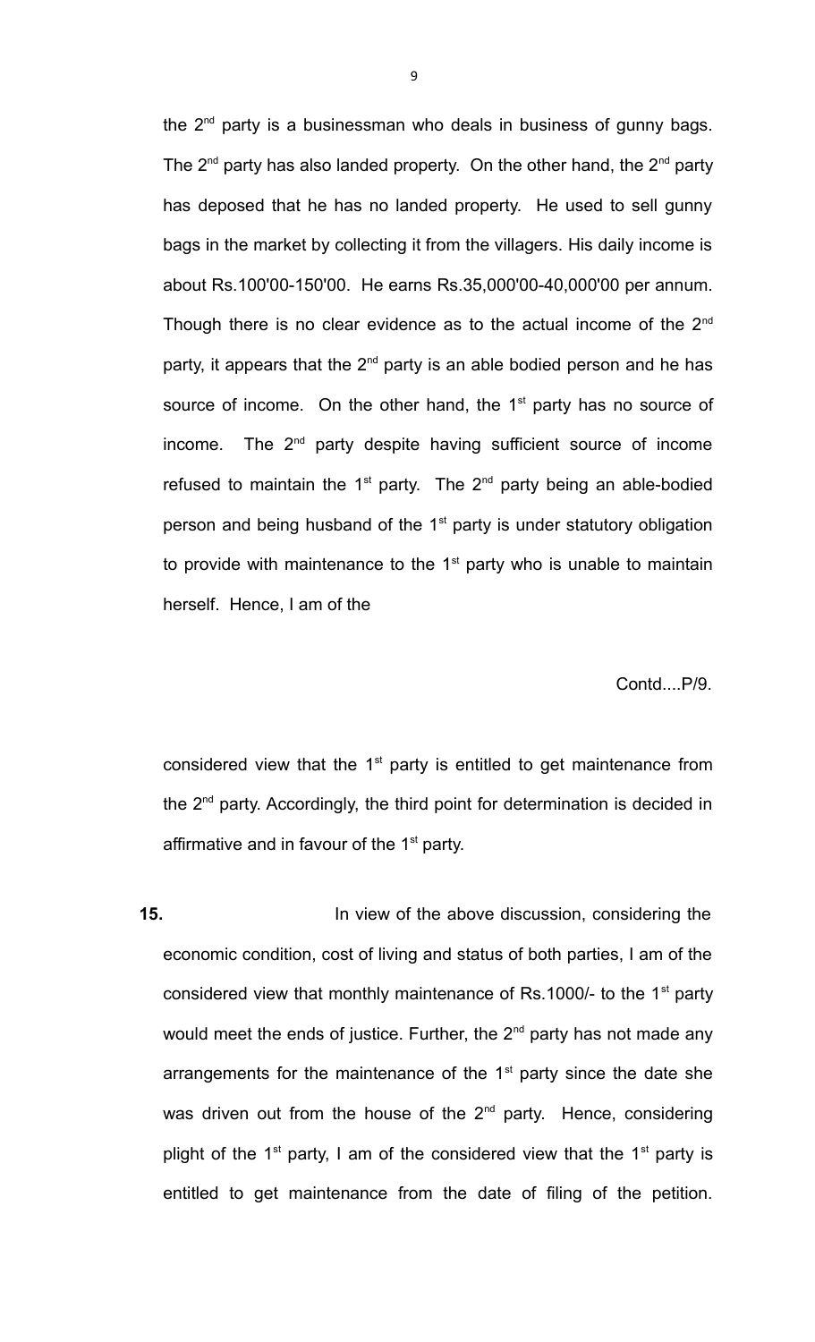the 2nd party is a businessman who deals in business of gunny bags. The 2nd party has also landed property. On the other hand, the 2nd party has deposed that he has no landed property. He used to sell gunny bags in the market by collecting it from the villagers. His daily income is about Rs.100'00-150'00. He earns Rs.35,000'00-40,000'00 per annum. Though there is no clear evidence as to the actual income of the 2nd party, it appears that the 2nd party is an able bodied person and he has source of income. On the other hand, the 1st party has no source of income. The 2nd party despite having sufficient source of income refused to maintain the 1st party. The 2nd party being an able-bodied person and being husband of the 1st party is under statutory obligation to provide with maintenance to the 1st party who is unable to maintain herself. Hence, I am of the

Contd....P/9.

considered view that the 1st party is entitled to get maintenance from the 2nd party. Accordingly, the third point for determination is decided in affirmative and in favour of the 1st party.

**15.** In view of the above discussion, considering the economic condition, cost of living and status of both parties, I am of the considered view that monthly maintenance of Rs.1000/- to the 1st party would meet the ends of justice. Further, the 2nd party has not made any arrangements for the maintenance of the 1st party since the date she was driven out from the house of the 2nd party. Hence, considering plight of the 1st party, I am of the considered view that the 1st party is entitled to get maintenance from the date of filing of the petition.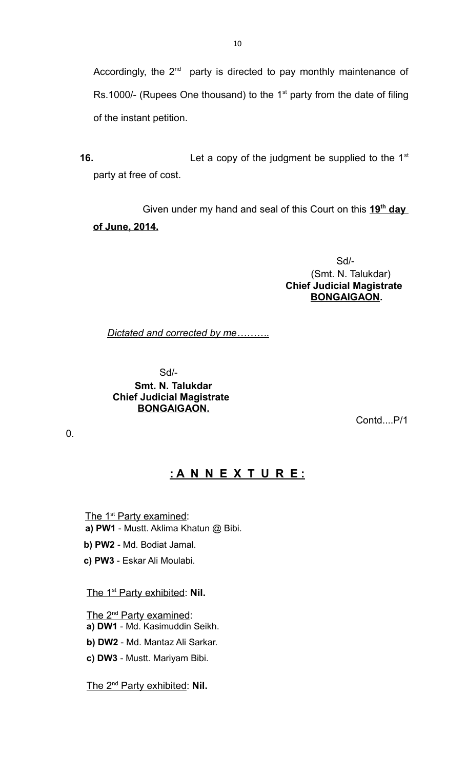Accordingly, the 2nd party is directed to pay monthly maintenance of Rs.1000/- (Rupees One thousand) to the 1st party from the date of filing of the instant petition.

**16.** Let a copy of the judgment be supplied to the 1st party at free of cost.

Given under my hand and seal of this Court on this **19th day of June, 2014.**

Sd/-
(Smt. N. Talukdar)
**Chief Judicial Magistrate**
**BONGAIGAON.**

*Dictated and corrected by me……….*

Sd/-
**Smt. N. Talukdar**
**Chief Judicial Magistrate**
**BONGAIGAON.**

Contd....P/1
0.

## : A N N E X T U R E :

The 1st Party examined:

**a) PW1** - Mustt. Aklima Khatun @ Bibi.

**b) PW2** - Md. Bodiat Jamal.

**c) PW3** - Eskar Ali Moulabi.

The 1st Party exhibited: **Nil.**

The 2nd Party examined:

**a) DW1** - Md. Kasimuddin Seikh.

**b) DW2** - Md. Mantaz Ali Sarkar.

**c) DW3** - Mustt. Mariyam Bibi.

The 2nd Party exhibited: **Nil.**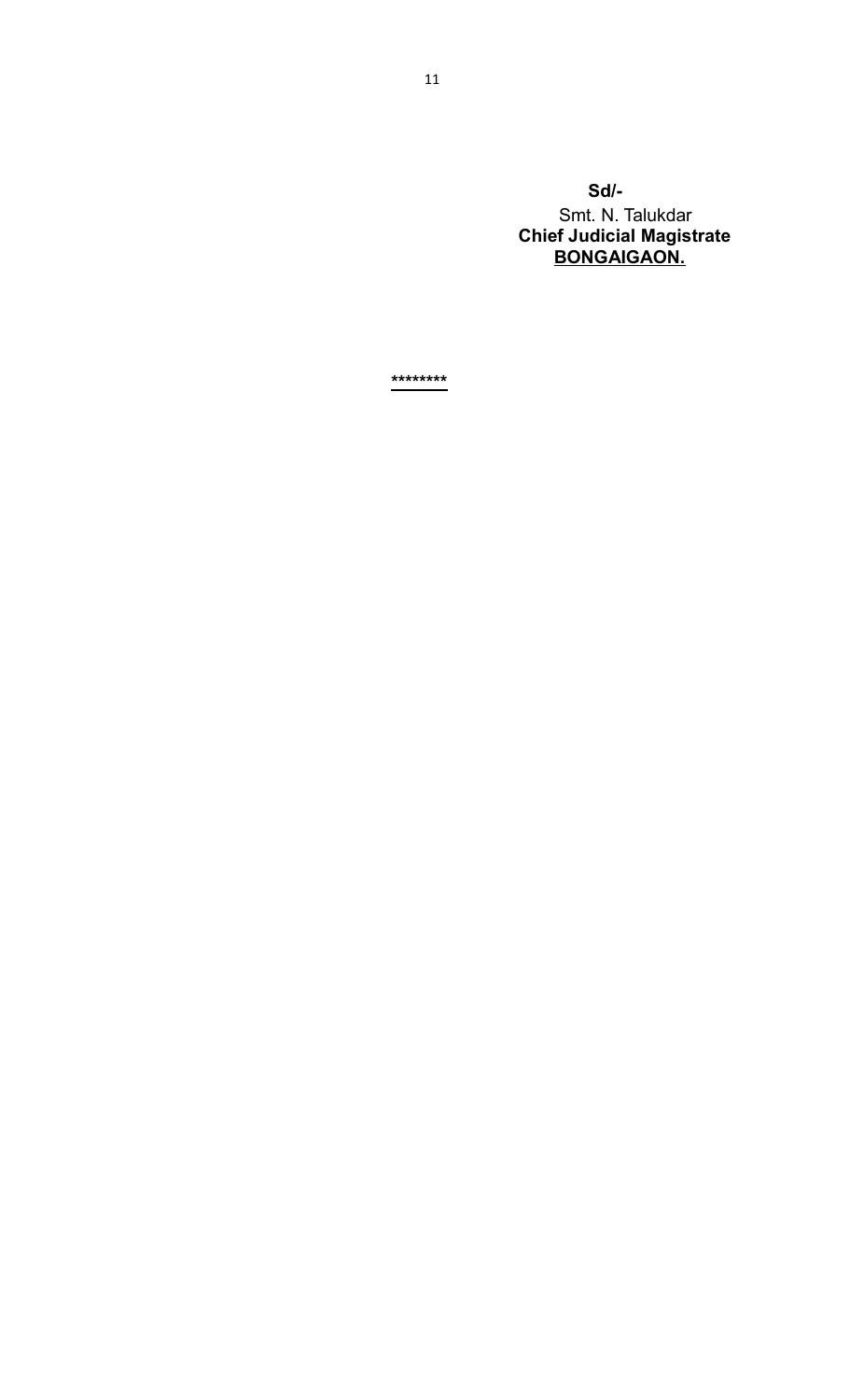**Sd/-**

Smt. N. Talukdar

**Chief Judicial Magistrate**

**BONGAIGAON.**

********